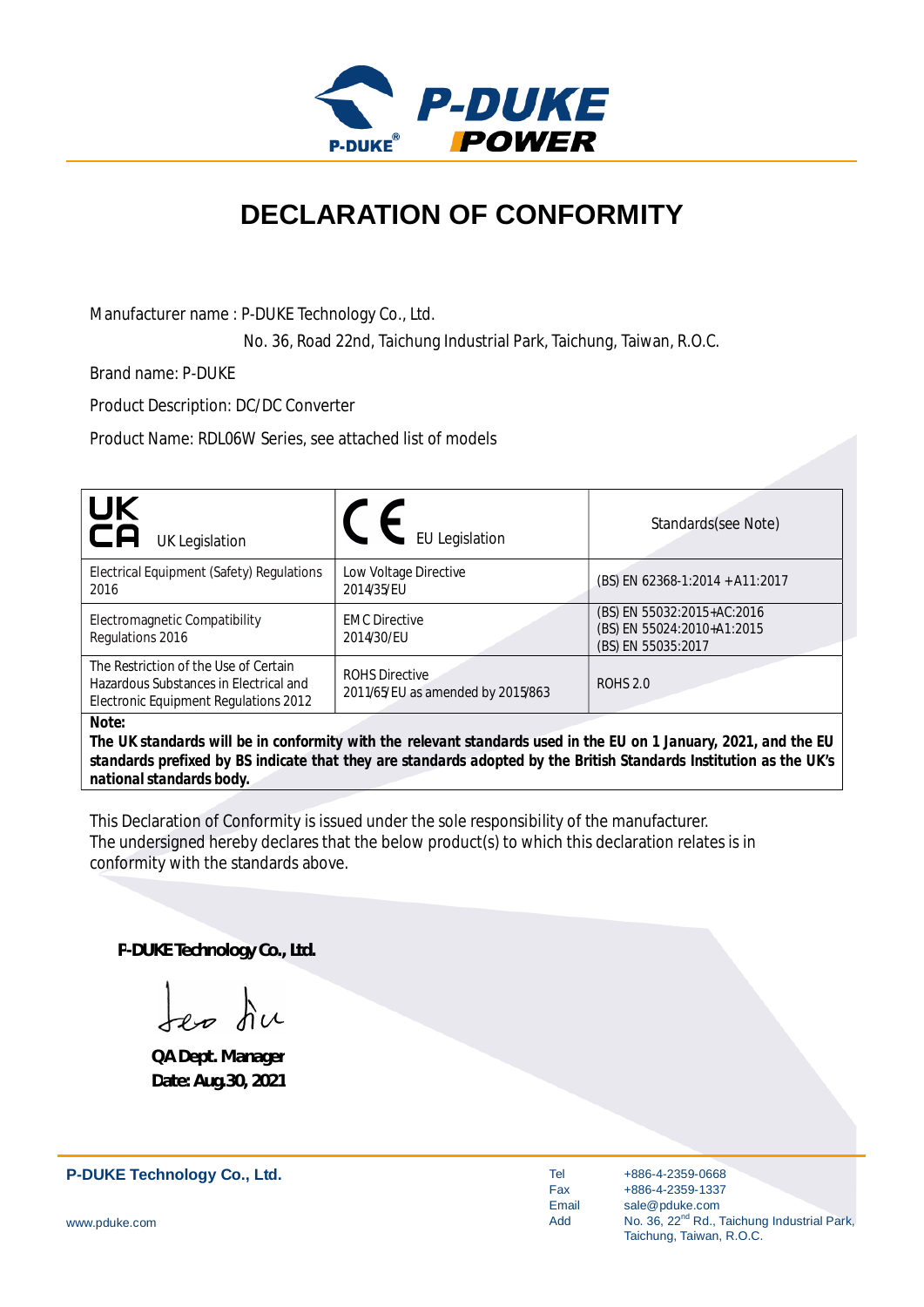# DECLARATION OF CONFORMITY

Manufacturer name : P-DUKE Technology Co., Ltd.

No. 36, Road 22nd, Taichung Industrial Park, Taichung, Taiwan, R.O.C.

Brand name: P-DUKE

Product Description: DC/DC Converter

Product Name: RDL06W Series, see attached list of models

| UKCA UK Legislation | CE EU Legislation | Standards(see Note) |
|---|---|---|
| Electrical Equipment (Safety) Regulations 2016 | Low Voltage Directive 2014/35/EU | (BS) EN 62368-1:2014 + A11:2017 |
| Electromagnetic Compatibility Regulations 2016 | EMC Directive 2014/30/EU | (BS) EN 55032:2015+AC:2016<br>(BS) EN 55024:2010+A1:2015<br>(BS) EN 55035:2017 |
| The Restriction of the Use of Certain Hazardous Substances in Electrical and Electronic Equipment Regulations 2012 | ROHS Directive 2011/65/EU as amended by 2015/863 | ROHS 2.0 |

***Note:***
***The UK standards will be in conformity with the relevant standards used in the EU on 1 January, 2021, and the EU standards prefixed by BS indicate that they are standards adopted by the British Standards Institution as the UK's national standards body.***

This Declaration of Conformity is issued under the sole responsibility of the manufacturer.
The undersigned hereby declares that the below product(s) to which this declaration relates is in conformity with the standards above.

**P-DUKE Technology Co., Ltd.**

**QA Dept. Manager**
**Date: Aug.30, 2021**

**P-DUKE Technology Co., Ltd.**

www.pduke.com

Tel +886-4-2359-0668
Fax +886-4-2359-1337
Email sale@pduke.com
Add No. 36, 22nd Rd., Taichung Industrial Park, Taichung, Taiwan, R.O.C.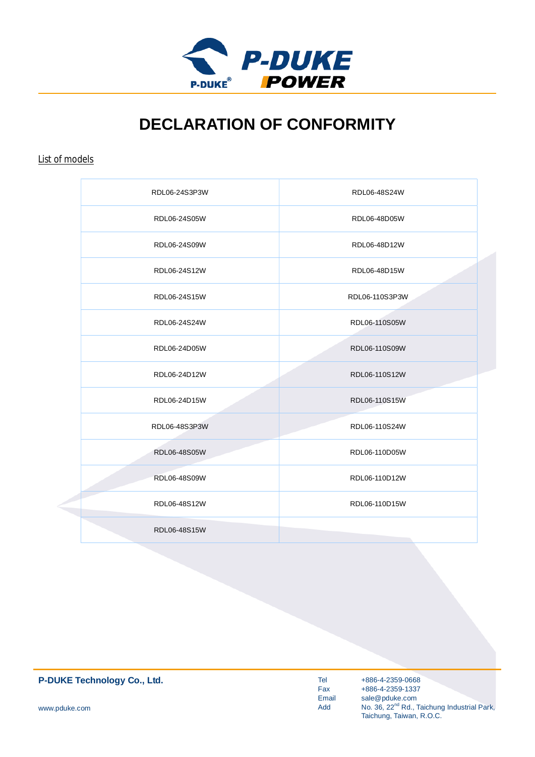# DECLARATION OF CONFORMITY

List of models

| | |
|---|---|
| RDL06-24S3P3W | RDL06-48S24W |
| RDL06-24S05W | RDL06-48D05W |
| RDL06-24S09W | RDL06-48D12W |
| RDL06-24S12W | RDL06-48D15W |
| RDL06-24S15W | RDL06-110S3P3W |
| RDL06-24S24W | RDL06-110S05W |
| RDL06-24D05W | RDL06-110S09W |
| RDL06-24D12W | RDL06-110S12W |
| RDL06-24D15W | RDL06-110S15W |
| RDL06-48S3P3W | RDL06-110S24W |
| RDL06-48S05W | RDL06-110D05W |
| RDL06-48S09W | RDL06-110D12W |
| RDL06-48S12W | RDL06-110D15W |
| RDL06-48S15W | |

**P-DUKE Technology Co., Ltd.**

www.pduke.com

Tel +886-4-2359-0668
Fax +886-4-2359-1337
Email sale@pduke.com
Add No. 36, 22nd Rd., Taichung Industrial Park, Taichung, Taiwan, R.O.C.